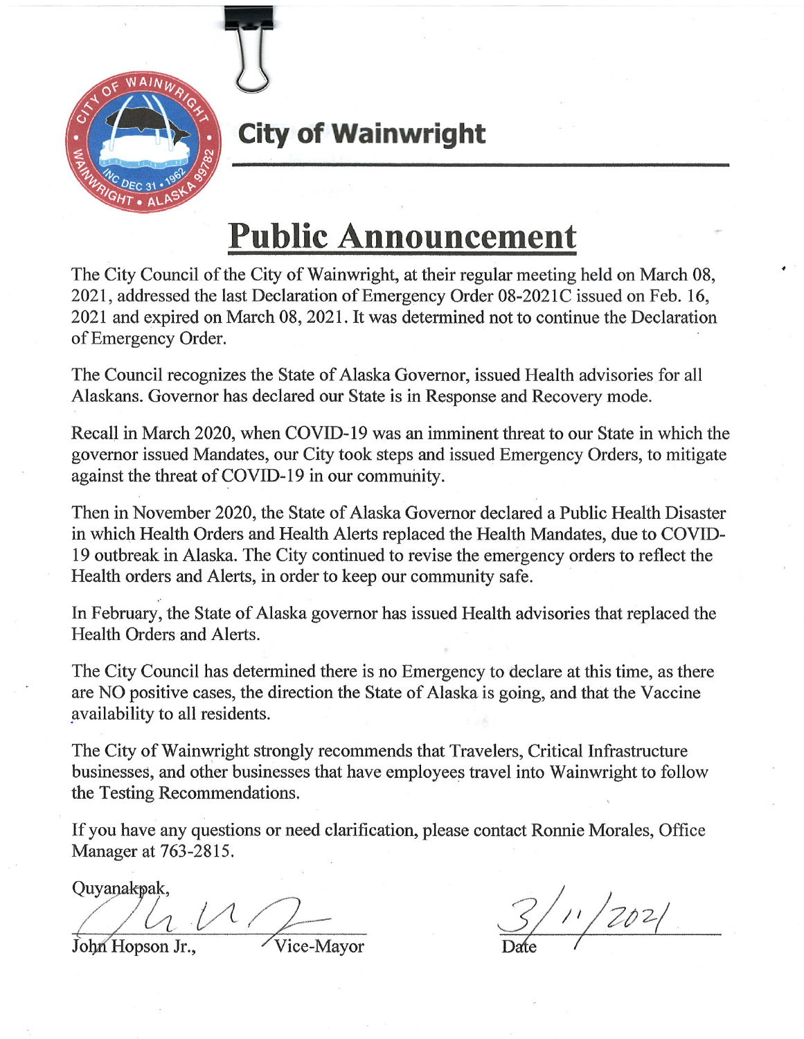# City of Wainwright

## Public Announcement

The City Council of the City of Wainwright, at their regular meeting held on March 08, 2021, addressed the last Declaration of Emergency Order 08-2021C issued on Feb. 16, 2021 and expired on March 08, 2021. It was determined not to continue the Declaration of Emergency Order.

The Council recognizes the State of Alaska Governor, issued Health advisories for all Alaskans. Governor has declared our State is in Response and Recovery mode.

Recall in March 2020, when COVID-19 was an imminent threat to our State in which the governor issued Mandates, our City took steps and issued Emergency Orders, to mitigate against the threat of COVID-19 in our community.

Then in November 2020, the State of Alaska Governor declared a Public Health Disaster in which Health Orders and Health Alerts replaced the Health Mandates, due to COVID-19 outbreak in Alaska. The City continued to revise the emergency orders to reflect the Health orders and Alerts, in order to keep our community safe.

In February, the State of Alaska governor has issued Health advisories that replaced the Health Orders and Alerts.

The City Council has determined there is no Emergency to declare at this time, as there are NO positive cases, the direction the State of Alaska is going, and that the Vaccine availability to all residents.

The City of Wainwright strongly recommends that Travelers, Critical Infrastructure businesses, and other businesses that have employees travel into Wainwright to follow the Testing Recommendations.

If you have any questions or need clarification, please contact Ronnie Morales, Office Manager at 763-2815.

Quyanakpak,

John Hopson Jr., Vice-Mayor

Date: 3/11/2021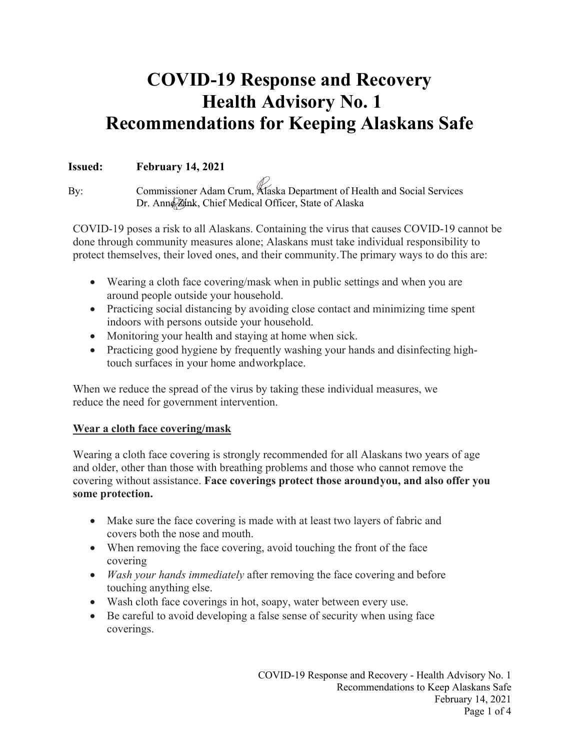# COVID-19 Response and Recovery
# Health Advisory No. 1
# Recommendations for Keeping Alaskans Safe

**Issued:** **February 14, 2021**

By: Commissioner Adam Crum, Alaska Department of Health and Social Services
Dr. Anne Zink, Chief Medical Officer, State of Alaska

COVID-19 poses a risk to all Alaskans. Containing the virus that causes COVID-19 cannot be done through community measures alone; Alaskans must take individual responsibility to protect themselves, their loved ones, and their community. The primary ways to do this are:

- Wearing a cloth face covering/mask when in public settings and when you are around people outside your household.
- Practicing social distancing by avoiding close contact and minimizing time spent indoors with persons outside your household.
- Monitoring your health and staying at home when sick.
- Practicing good hygiene by frequently washing your hands and disinfecting high-touch surfaces in your home and workplace.

When we reduce the spread of the virus by taking these individual measures, we reduce the need for government intervention.

## Wear a cloth face covering/mask

Wearing a cloth face covering is strongly recommended for all Alaskans two years of age and older, other than those with breathing problems and those who cannot remove the covering without assistance. **Face coverings protect those around you, and also offer you some protection.**

- Make sure the face covering is made with at least two layers of fabric and covers both the nose and mouth.
- When removing the face covering, avoid touching the front of the face covering
- *Wash your hands immediately* after removing the face covering and before touching anything else.
- Wash cloth face coverings in hot, soapy, water between every use.
- Be careful to avoid developing a false sense of security when using face coverings.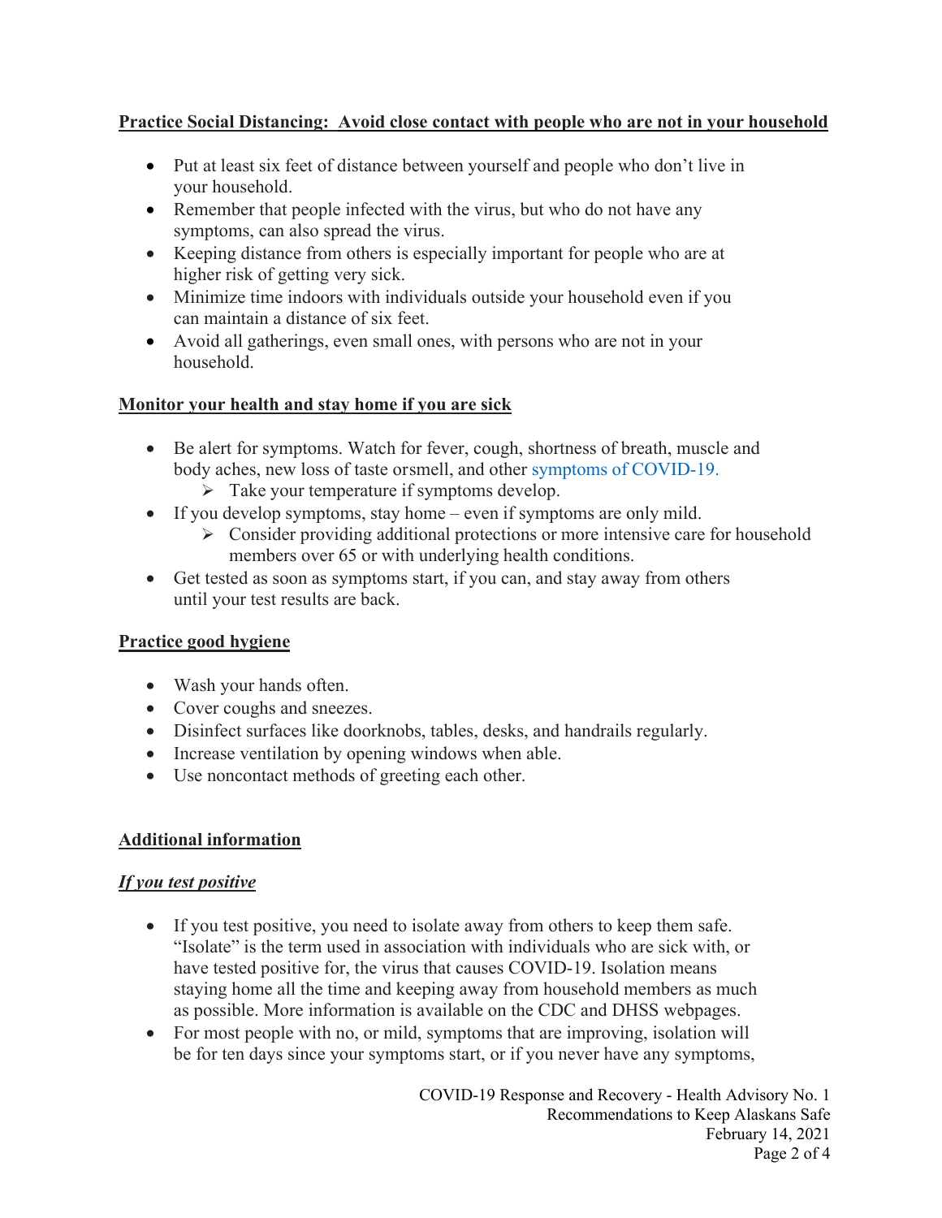**Practice Social Distancing: Avoid close contact with people who are not in your household**

- Put at least six feet of distance between yourself and people who don't live in your household.
- Remember that people infected with the virus, but who do not have any symptoms, can also spread the virus.
- Keeping distance from others is especially important for people who are at higher risk of getting very sick.
- Minimize time indoors with individuals outside your household even if you can maintain a distance of six feet.
- Avoid all gatherings, even small ones, with persons who are not in your household.

**Monitor your health and stay home if you are sick**

- Be alert for symptoms. Watch for fever, cough, shortness of breath, muscle and body aches, new loss of taste orsmell, and other symptoms of COVID-19.
  - Take your temperature if symptoms develop.
- If you develop symptoms, stay home – even if symptoms are only mild.
  - Consider providing additional protections or more intensive care for household members over 65 or with underlying health conditions.
- Get tested as soon as symptoms start, if you can, and stay away from others until your test results are back.

**Practice good hygiene**

- Wash your hands often.
- Cover coughs and sneezes.
- Disinfect surfaces like doorknobs, tables, desks, and handrails regularly.
- Increase ventilation by opening windows when able.
- Use noncontact methods of greeting each other.

**Additional information**

***If you test positive***

- If you test positive, you need to isolate away from others to keep them safe. "Isolate" is the term used in association with individuals who are sick with, or have tested positive for, the virus that causes COVID-19. Isolation means staying home all the time and keeping away from household members as much as possible. More information is available on the CDC and DHSS webpages.
- For most people with no, or mild, symptoms that are improving, isolation will be for ten days since your symptoms start, or if you never have any symptoms,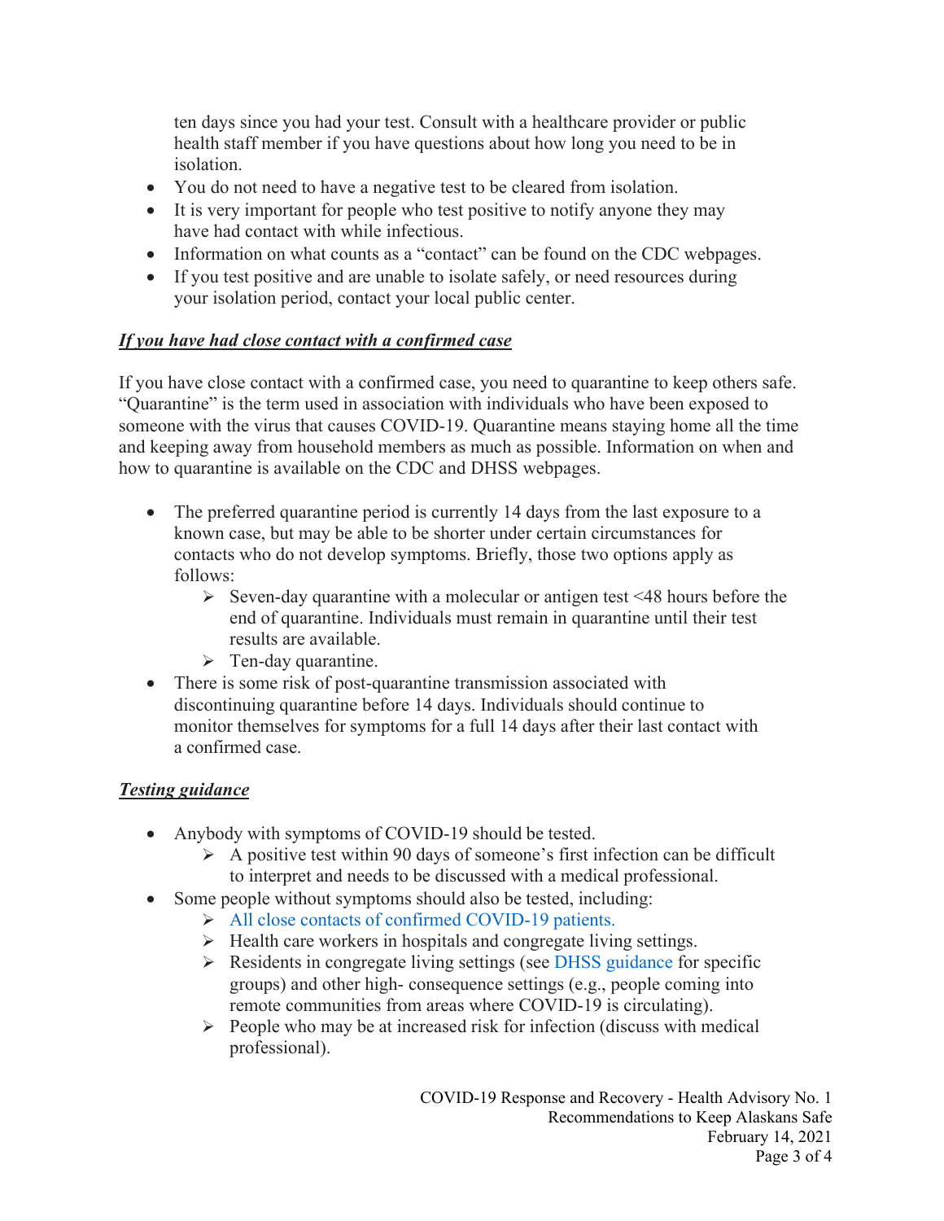ten days since you had your test. Consult with a healthcare provider or public health staff member if you have questions about how long you need to be in isolation.

- You do not need to have a negative test to be cleared from isolation.
- It is very important for people who test positive to notify anyone they may have had contact with while infectious.
- Information on what counts as a "contact" can be found on the CDC webpages.
- If you test positive and are unable to isolate safely, or need resources during your isolation period, contact your local public center.

***If you have had close contact with a confirmed case***

If you have close contact with a confirmed case, you need to quarantine to keep others safe. "Quarantine" is the term used in association with individuals who have been exposed to someone with the virus that causes COVID-19. Quarantine means staying home all the time and keeping away from household members as much as possible. Information on when and how to quarantine is available on the CDC and DHSS webpages.

- The preferred quarantine period is currently 14 days from the last exposure to a known case, but may be able to be shorter under certain circumstances for contacts who do not develop symptoms. Briefly, those two options apply as follows:
  - Seven-day quarantine with a molecular or antigen test <48 hours before the end of quarantine. Individuals must remain in quarantine until their test results are available.
  - Ten-day quarantine.
- There is some risk of post-quarantine transmission associated with discontinuing quarantine before 14 days. Individuals should continue to monitor themselves for symptoms for a full 14 days after their last contact with a confirmed case.

***Testing guidance***

- Anybody with symptoms of COVID-19 should be tested.
  - A positive test within 90 days of someone's first infection can be difficult to interpret and needs to be discussed with a medical professional.
- Some people without symptoms should also be tested, including:
  - All close contacts of confirmed COVID-19 patients.
  - Health care workers in hospitals and congregate living settings.
  - Residents in congregate living settings (see DHSS guidance for specific groups) and other high- consequence settings (e.g., people coming into remote communities from areas where COVID-19 is circulating).
  - People who may be at increased risk for infection (discuss with medical professional).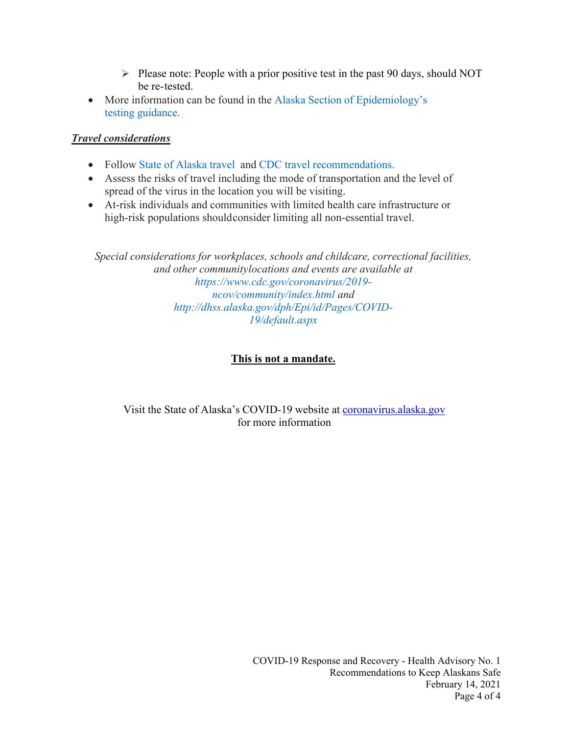- Please note: People with a prior positive test in the past 90 days, should NOT be re-tested.

- More information can be found in the Alaska Section of Epidemiology's testing guidance.

***Travel considerations***

- Follow State of Alaska travel and CDC travel recommendations.
- Assess the risks of travel including the mode of transportation and the level of spread of the virus in the location you will be visiting.
- At-risk individuals and communities with limited health care infrastructure or high-risk populations shouldconsider limiting all non-essential travel.

*Special considerations for workplaces, schools and childcare, correctional facilities, and other communitylocations and events are available at https://www.cdc.gov/coronavirus/2019-ncov/community/index.html and http://dhss.alaska.gov/dph/Epi/id/Pages/COVID-19/default.aspx*

**This is not a mandate.**

Visit the State of Alaska's COVID-19 website at coronavirus.alaska.gov for more information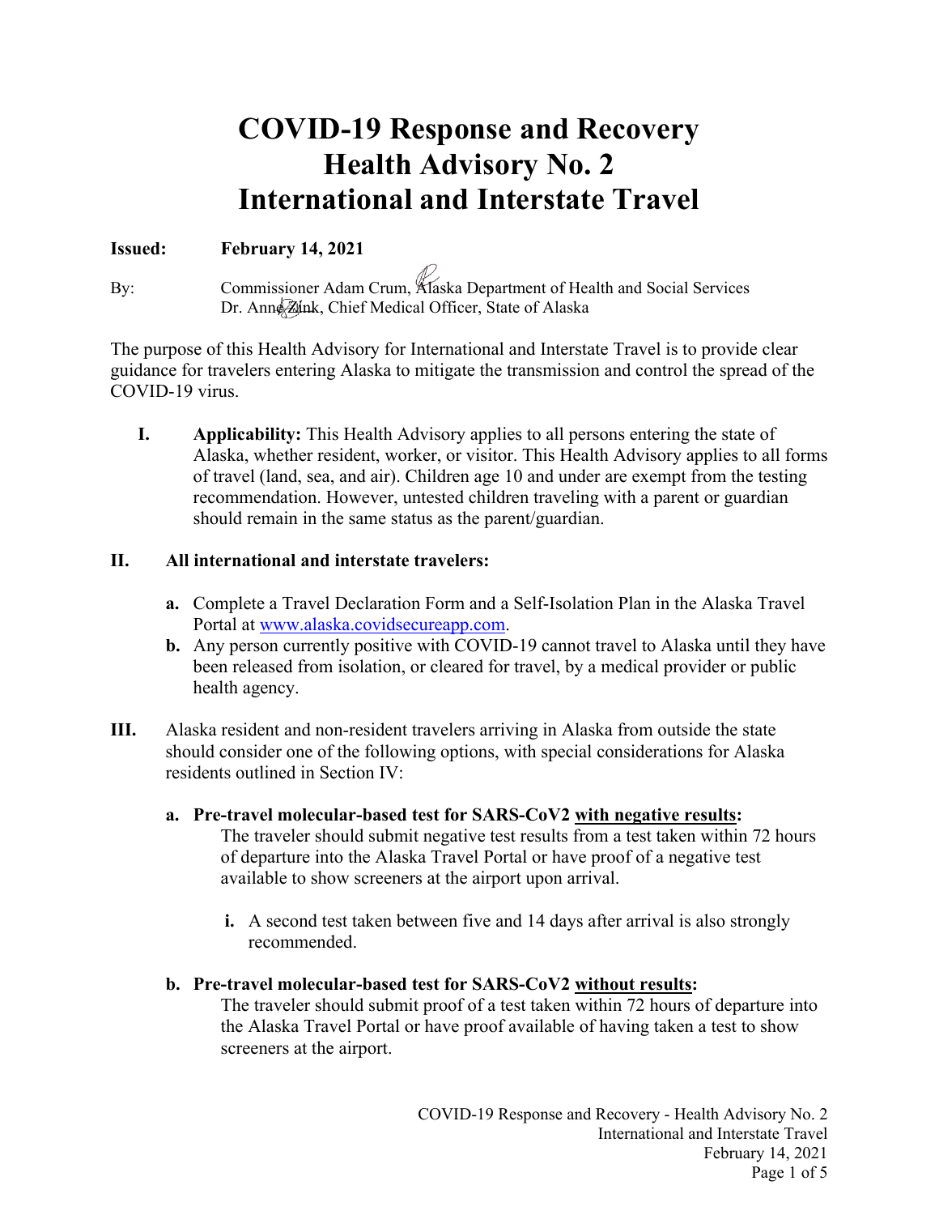# COVID-19 Response and Recovery Health Advisory No. 2 International and Interstate Travel

**Issued:** **February 14, 2021**

By: Commissioner Adam Crum, Alaska Department of Health and Social Services
Dr. Anne Zink, Chief Medical Officer, State of Alaska

The purpose of this Health Advisory for International and Interstate Travel is to provide clear guidance for travelers entering Alaska to mitigate the transmission and control the spread of the COVID-19 virus.

**I.** **Applicability:** This Health Advisory applies to all persons entering the state of Alaska, whether resident, worker, or visitor. This Health Advisory applies to all forms of travel (land, sea, and air). Children age 10 and under are exempt from the testing recommendation. However, untested children traveling with a parent or guardian should remain in the same status as the parent/guardian.

**II.** **All international and interstate travelers:**

**a.** Complete a Travel Declaration Form and a Self-Isolation Plan in the Alaska Travel Portal at www.alaska.covidsecureapp.com.

**b.** Any person currently positive with COVID-19 cannot travel to Alaska until they have been released from isolation, or cleared for travel, by a medical provider or public health agency.

**III.** Alaska resident and non-resident travelers arriving in Alaska from outside the state should consider one of the following options, with special considerations for Alaska residents outlined in Section IV:

**a. Pre-travel molecular-based test for SARS-CoV2 with negative results:**
The traveler should submit negative test results from a test taken within 72 hours of departure into the Alaska Travel Portal or have proof of a negative test available to show screeners at the airport upon arrival.

**i.** A second test taken between five and 14 days after arrival is also strongly recommended.

**b. Pre-travel molecular-based test for SARS-CoV2 without results:**
The traveler should submit proof of a test taken within 72 hours of departure into the Alaska Travel Portal or have proof available of having taken a test to show screeners at the airport.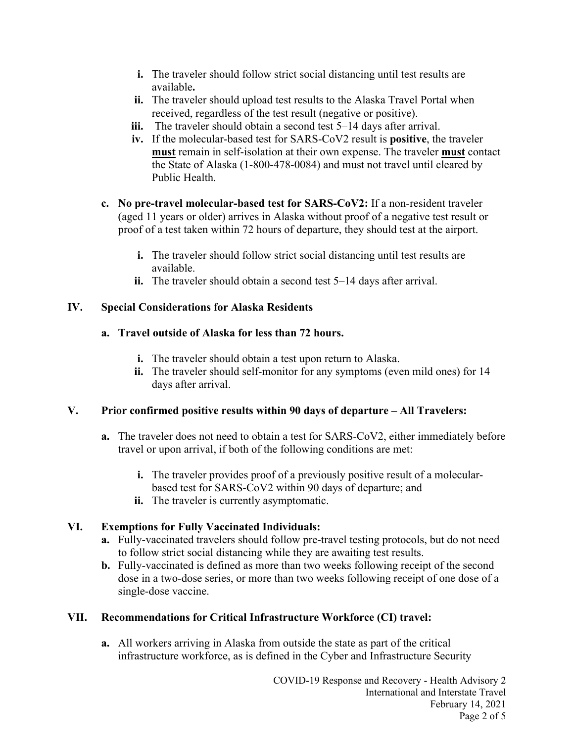i. The traveler should follow strict social distancing until test results are available**.**
ii. The traveler should upload test results to the Alaska Travel Portal when received, regardless of the test result (negative or positive).
iii. The traveler should obtain a second test 5–14 days after arrival.
iv. If the molecular-based test for SARS-CoV2 result is **positive**, the traveler **<u>must</u>** remain in self-isolation at their own expense. The traveler **<u>must</u>** contact the State of Alaska (1-800-478-0084) and must not travel until cleared by Public Health.

**c. No pre-travel molecular-based test for SARS-CoV2:** If a non-resident traveler (aged 11 years or older) arrives in Alaska without proof of a negative test result or proof of a test taken within 72 hours of departure, they should test at the airport.

i. The traveler should follow strict social distancing until test results are available.
ii. The traveler should obtain a second test 5–14 days after arrival.

## IV. Special Considerations for Alaska Residents

**a. Travel outside of Alaska for less than 72 hours.**

i. The traveler should obtain a test upon return to Alaska.
ii. The traveler should self-monitor for any symptoms (even mild ones) for 14 days after arrival.

## V. Prior confirmed positive results within 90 days of departure – All Travelers:

**a.** The traveler does not need to obtain a test for SARS-CoV2, either immediately before travel or upon arrival, if both of the following conditions are met:

i. The traveler provides proof of a previously positive result of a molecular-based test for SARS-CoV2 within 90 days of departure; and
ii. The traveler is currently asymptomatic.

## VI. Exemptions for Fully Vaccinated Individuals:

**a.** Fully-vaccinated travelers should follow pre-travel testing protocols, but do not need to follow strict social distancing while they are awaiting test results.
**b.** Fully-vaccinated is defined as more than two weeks following receipt of the second dose in a two-dose series, or more than two weeks following receipt of one dose of a single-dose vaccine.

## VII. Recommendations for Critical Infrastructure Workforce (CI) travel:

**a.** All workers arriving in Alaska from outside the state as part of the critical infrastructure workforce, as is defined in the Cyber and Infrastructure Security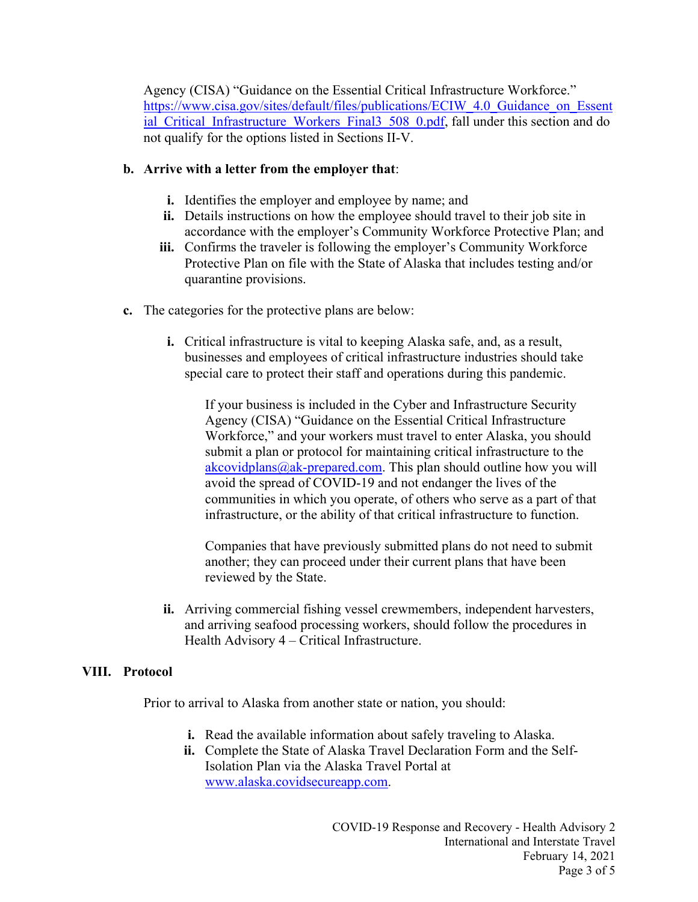Agency (CISA) "Guidance on the Essential Critical Infrastructure Workforce." [https://www.cisa.gov/sites/default/files/publications/ECIW_4.0_Guidance_on_Essential_Critical_Infrastructure_Workers_Final3_508_0.pdf](https://www.cisa.gov/sites/default/files/publications/ECIW_4.0_Guidance_on_Essential_Critical_Infrastructure_Workers_Final3_508_0.pdf), fall under this section and do not qualify for the options listed in Sections II-V.

**b. Arrive with a letter from the employer that**:

- **i.** Identifies the employer and employee by name; and
- **ii.** Details instructions on how the employee should travel to their job site in accordance with the employer's Community Workforce Protective Plan; and
- **iii.** Confirms the traveler is following the employer's Community Workforce Protective Plan on file with the State of Alaska that includes testing and/or quarantine provisions.

**c.** The categories for the protective plans are below:

- **i.** Critical infrastructure is vital to keeping Alaska safe, and, as a result, businesses and employees of critical infrastructure industries should take special care to protect their staff and operations during this pandemic.

  If your business is included in the Cyber and Infrastructure Security Agency (CISA) "Guidance on the Essential Critical Infrastructure Workforce," and your workers must travel to enter Alaska, you should submit a plan or protocol for maintaining critical infrastructure to the [akcovidplans@ak-prepared.com](mailto:akcovidplans@ak-prepared.com). This plan should outline how you will avoid the spread of COVID-19 and not endanger the lives of the communities in which you operate, of others who serve as a part of that infrastructure, or the ability of that critical infrastructure to function.

  Companies that have previously submitted plans do not need to submit another; they can proceed under their current plans that have been reviewed by the State.

- **ii.** Arriving commercial fishing vessel crewmembers, independent harvesters, and arriving seafood processing workers, should follow the procedures in Health Advisory 4 – Critical Infrastructure.

## VIII. Protocol

Prior to arrival to Alaska from another state or nation, you should:

- **i.** Read the available information about safely traveling to Alaska.
- **ii.** Complete the State of Alaska Travel Declaration Form and the Self-Isolation Plan via the Alaska Travel Portal at [www.alaska.covidsecureapp.com](http://www.alaska.covidsecureapp.com).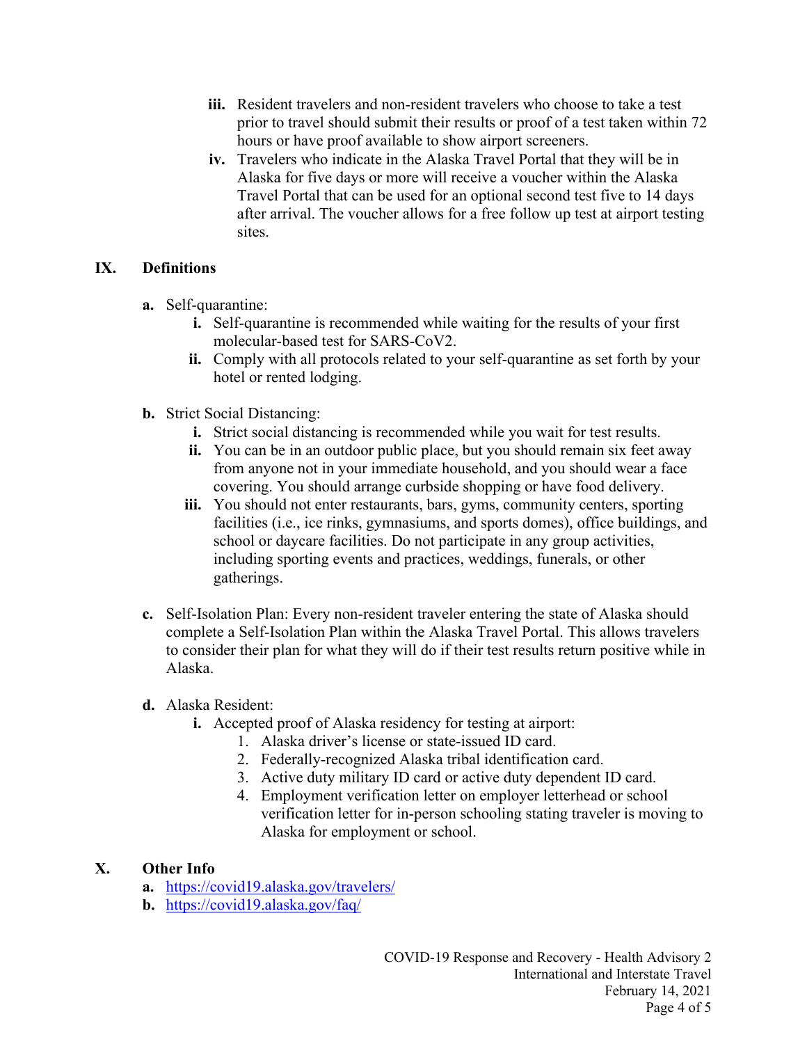iii. Resident travelers and non-resident travelers who choose to take a test prior to travel should submit their results or proof of a test taken within 72 hours or have proof available to show airport screeners.

iv. Travelers who indicate in the Alaska Travel Portal that they will be in Alaska for five days or more will receive a voucher within the Alaska Travel Portal that can be used for an optional second test five to 14 days after arrival. The voucher allows for a free follow up test at airport testing sites.

## IX. Definitions

**a.** Self-quarantine:

- **i.** Self-quarantine is recommended while waiting for the results of your first molecular-based test for SARS-CoV2.
- **ii.** Comply with all protocols related to your self-quarantine as set forth by your hotel or rented lodging.

**b.** Strict Social Distancing:

- **i.** Strict social distancing is recommended while you wait for test results.
- **ii.** You can be in an outdoor public place, but you should remain six feet away from anyone not in your immediate household, and you should wear a face covering. You should arrange curbside shopping or have food delivery.
- **iii.** You should not enter restaurants, bars, gyms, community centers, sporting facilities (i.e., ice rinks, gymnasiums, and sports domes), office buildings, and school or daycare facilities. Do not participate in any group activities, including sporting events and practices, weddings, funerals, or other gatherings.

**c.** Self-Isolation Plan: Every non-resident traveler entering the state of Alaska should complete a Self-Isolation Plan within the Alaska Travel Portal. This allows travelers to consider their plan for what they will do if their test results return positive while in Alaska.

**d.** Alaska Resident:

- **i.** Accepted proof of Alaska residency for testing at airport:
  1. Alaska driver's license or state-issued ID card.
  2. Federally-recognized Alaska tribal identification card.
  3. Active duty military ID card or active duty dependent ID card.
  4. Employment verification letter on employer letterhead or school verification letter for in-person schooling stating traveler is moving to Alaska for employment or school.

## X. Other Info

**a.** https://covid19.alaska.gov/travelers/

**b.** https://covid19.alaska.gov/faq/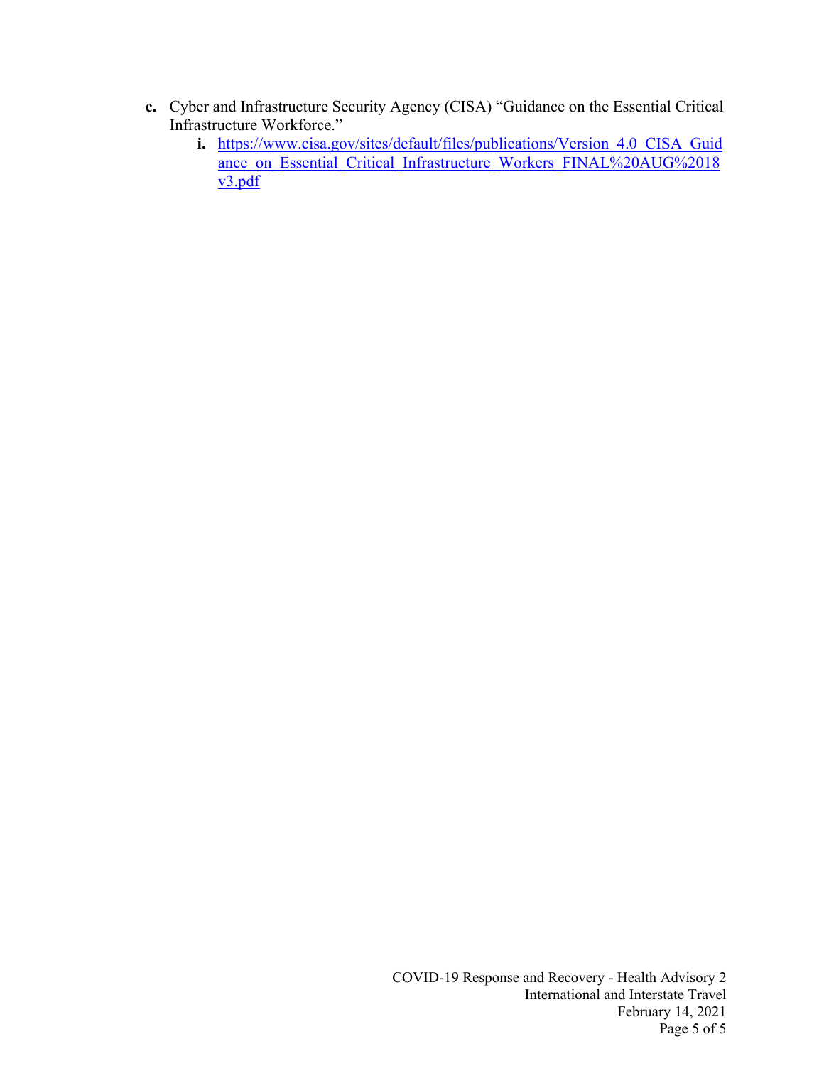c. Cyber and Infrastructure Security Agency (CISA) "Guidance on the Essential Critical Infrastructure Workforce."
   i. [https://www.cisa.gov/sites/default/files/publications/Version_4.0_CISA_Guidance_on_Essential_Critical_Infrastructure_Workers_FINAL%20AUG%2018v3.pdf](https://www.cisa.gov/sites/default/files/publications/Version_4.0_CISA_Guidance_on_Essential_Critical_Infrastructure_Workers_FINAL%20AUG%2018v3.pdf)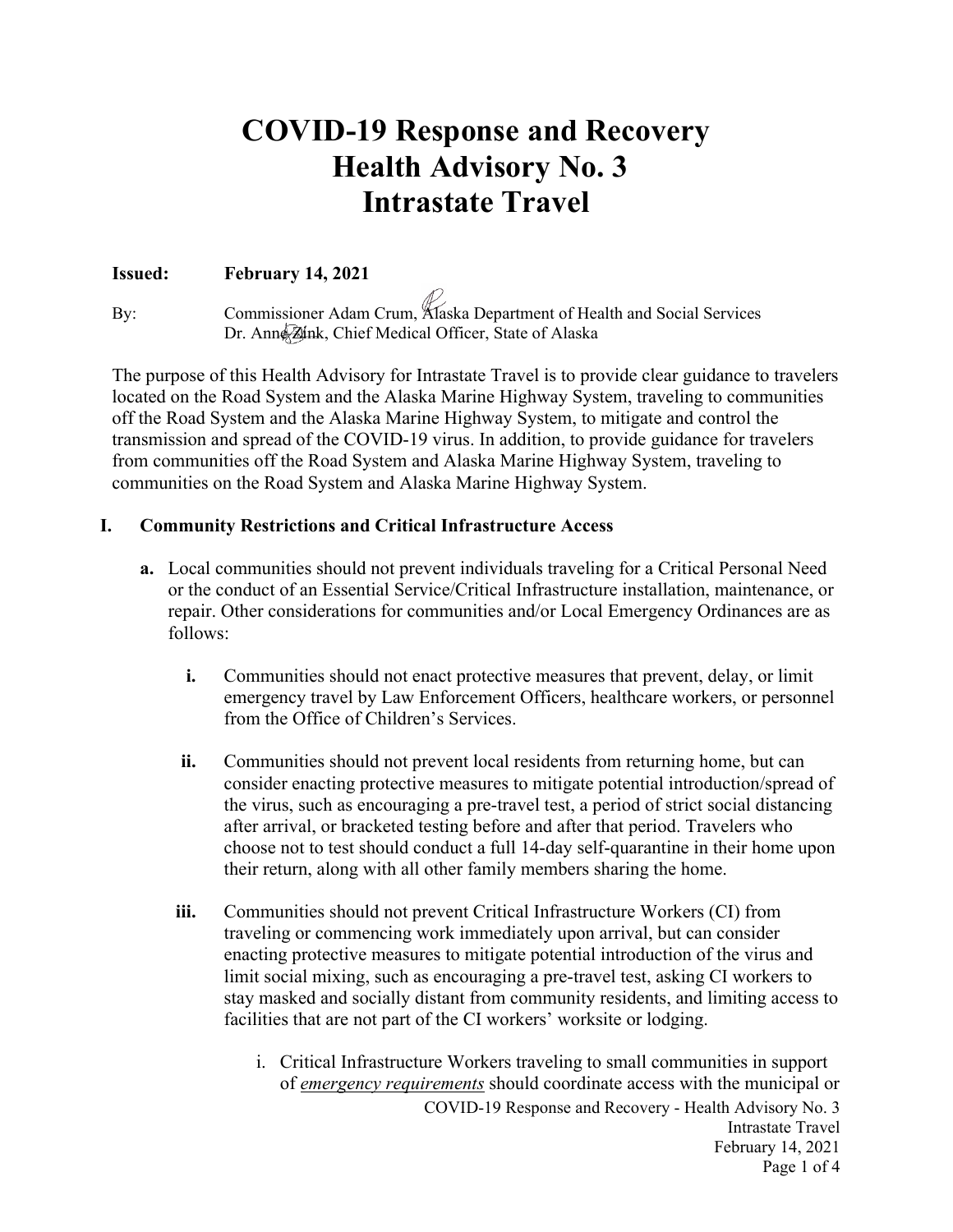# COVID-19 Response and Recovery Health Advisory No. 3 Intrastate Travel

**Issued: February 14, 2021**

By: Commissioner Adam Crum, Alaska Department of Health and Social Services
Dr. Anne Zink, Chief Medical Officer, State of Alaska

The purpose of this Health Advisory for Intrastate Travel is to provide clear guidance to travelers located on the Road System and the Alaska Marine Highway System, traveling to communities off the Road System and the Alaska Marine Highway System, to mitigate and control the transmission and spread of the COVID-19 virus. In addition, to provide guidance for travelers from communities off the Road System and Alaska Marine Highway System, traveling to communities on the Road System and Alaska Marine Highway System.

## I. Community Restrictions and Critical Infrastructure Access

**a.** Local communities should not prevent individuals traveling for a Critical Personal Need or the conduct of an Essential Service/Critical Infrastructure installation, maintenance, or repair. Other considerations for communities and/or Local Emergency Ordinances are as follows:

**i.** Communities should not enact protective measures that prevent, delay, or limit emergency travel by Law Enforcement Officers, healthcare workers, or personnel from the Office of Children's Services.

**ii.** Communities should not prevent local residents from returning home, but can consider enacting protective measures to mitigate potential introduction/spread of the virus, such as encouraging a pre-travel test, a period of strict social distancing after arrival, or bracketed testing before and after that period. Travelers who choose not to test should conduct a full 14-day self-quarantine in their home upon their return, along with all other family members sharing the home.

**iii.** Communities should not prevent Critical Infrastructure Workers (CI) from traveling or commencing work immediately upon arrival, but can consider enacting protective measures to mitigate potential introduction of the virus and limit social mixing, such as encouraging a pre-travel test, asking CI workers to stay masked and socially distant from community residents, and limiting access to facilities that are not part of the CI workers' worksite or lodging.

i. Critical Infrastructure Workers traveling to small communities in support of *emergency requirements* should coordinate access with the municipal or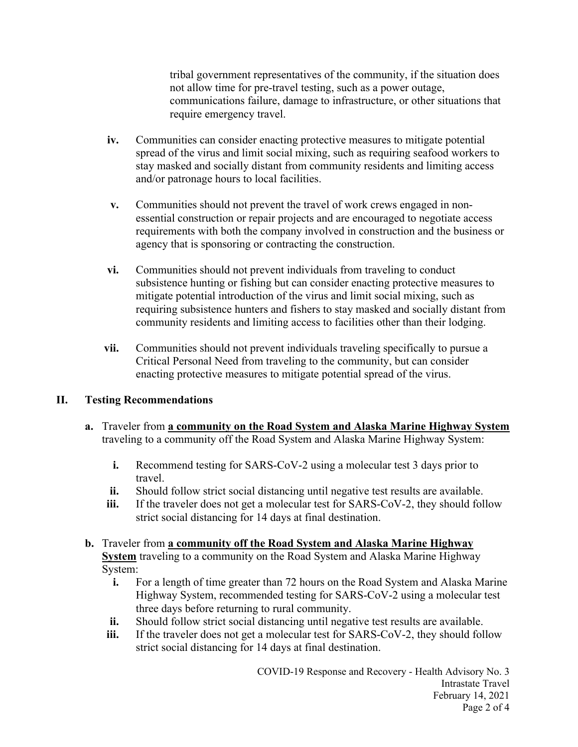tribal government representatives of the community, if the situation does not allow time for pre-travel testing, such as a power outage, communications failure, damage to infrastructure, or other situations that require emergency travel.

iv. Communities can consider enacting protective measures to mitigate potential spread of the virus and limit social mixing, such as requiring seafood workers to stay masked and socially distant from community residents and limiting access and/or patronage hours to local facilities.

v. Communities should not prevent the travel of work crews engaged in non-essential construction or repair projects and are encouraged to negotiate access requirements with both the company involved in construction and the business or agency that is sponsoring or contracting the construction.

vi. Communities should not prevent individuals from traveling to conduct subsistence hunting or fishing but can consider enacting protective measures to mitigate potential introduction of the virus and limit social mixing, such as requiring subsistence hunters and fishers to stay masked and socially distant from community residents and limiting access to facilities other than their lodging.

vii. Communities should not prevent individuals traveling specifically to pursue a Critical Personal Need from traveling to the community, but can consider enacting protective measures to mitigate potential spread of the virus.

## II. Testing Recommendations

**a.** Traveler from **a community on the Road System and Alaska Marine Highway System** traveling to a community off the Road System and Alaska Marine Highway System:

i. Recommend testing for SARS-CoV-2 using a molecular test 3 days prior to travel.

ii. Should follow strict social distancing until negative test results are available.

iii. If the traveler does not get a molecular test for SARS-CoV-2, they should follow strict social distancing for 14 days at final destination.

**b.** Traveler from **a community off the Road System and Alaska Marine Highway System** traveling to a community on the Road System and Alaska Marine Highway System:

i. For a length of time greater than 72 hours on the Road System and Alaska Marine Highway System, recommended testing for SARS-CoV-2 using a molecular test three days before returning to rural community.

ii. Should follow strict social distancing until negative test results are available.

iii. If the traveler does not get a molecular test for SARS-CoV-2, they should follow strict social distancing for 14 days at final destination.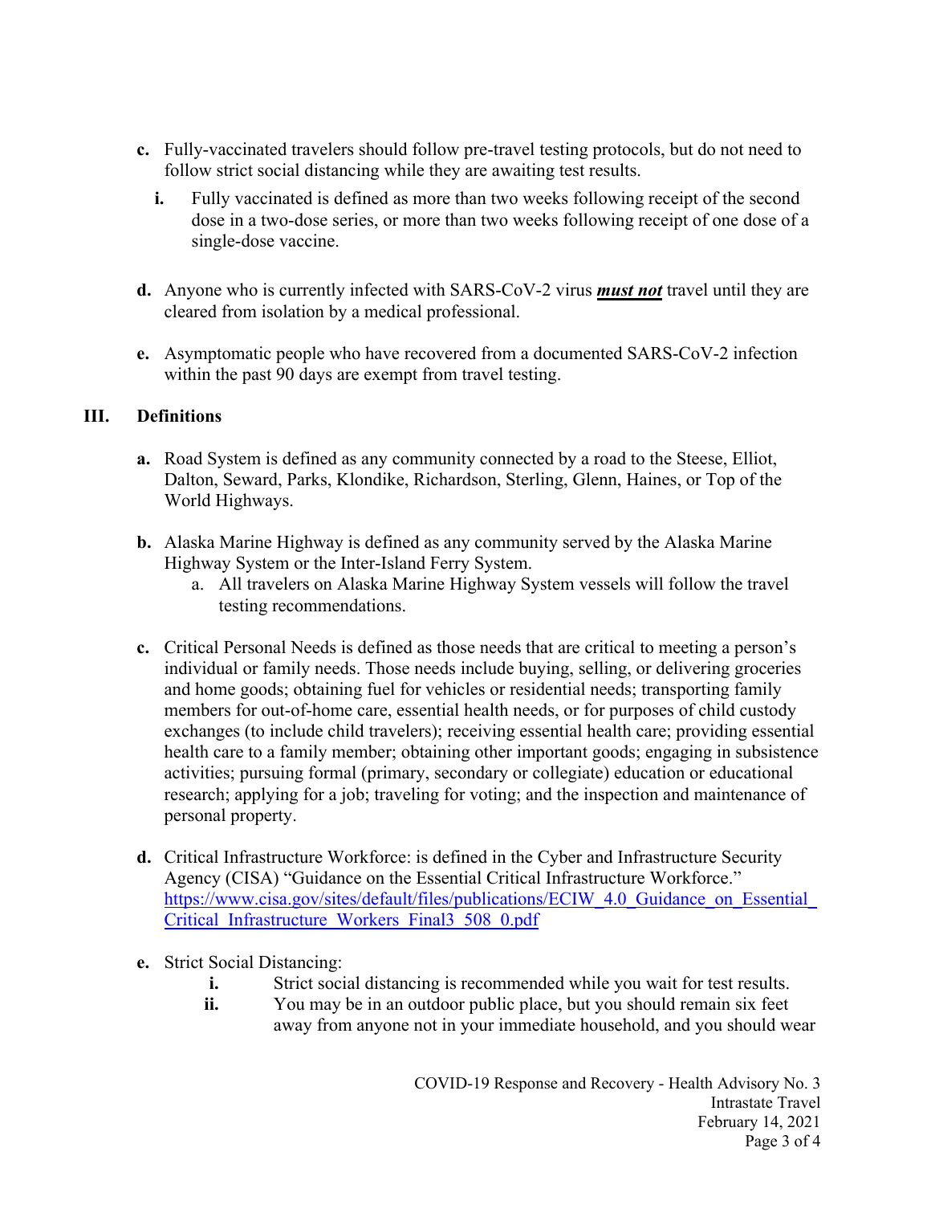**c.** Fully-vaccinated travelers should follow pre-travel testing protocols, but do not need to follow strict social distancing while they are awaiting test results.

   **i.** Fully vaccinated is defined as more than two weeks following receipt of the second dose in a two-dose series, or more than two weeks following receipt of one dose of a single-dose vaccine.

**d.** Anyone who is currently infected with SARS-CoV-2 virus ***must not*** travel until they are cleared from isolation by a medical professional.

**e.** Asymptomatic people who have recovered from a documented SARS-CoV-2 infection within the past 90 days are exempt from travel testing.

## III. Definitions

**a.** Road System is defined as any community connected by a road to the Steese, Elliot, Dalton, Seward, Parks, Klondike, Richardson, Sterling, Glenn, Haines, or Top of the World Highways.

**b.** Alaska Marine Highway is defined as any community served by the Alaska Marine Highway System or the Inter-Island Ferry System.

   a. All travelers on Alaska Marine Highway System vessels will follow the travel testing recommendations.

**c.** Critical Personal Needs is defined as those needs that are critical to meeting a person's individual or family needs. Those needs include buying, selling, or delivering groceries and home goods; obtaining fuel for vehicles or residential needs; transporting family members for out-of-home care, essential health needs, or for purposes of child custody exchanges (to include child travelers); receiving essential health care; providing essential health care to a family member; obtaining other important goods; engaging in subsistence activities; pursuing formal (primary, secondary or collegiate) education or educational research; applying for a job; traveling for voting; and the inspection and maintenance of personal property.

**d.** Critical Infrastructure Workforce: is defined in the Cyber and Infrastructure Security Agency (CISA) "Guidance on the Essential Critical Infrastructure Workforce." https://www.cisa.gov/sites/default/files/publications/ECIW_4.0_Guidance_on_Essential_Critical_Infrastructure_Workers_Final3_508_0.pdf

**e.** Strict Social Distancing:

   **i.** Strict social distancing is recommended while you wait for test results.

   **ii.** You may be in an outdoor public place, but you should remain six feet away from anyone not in your immediate household, and you should wear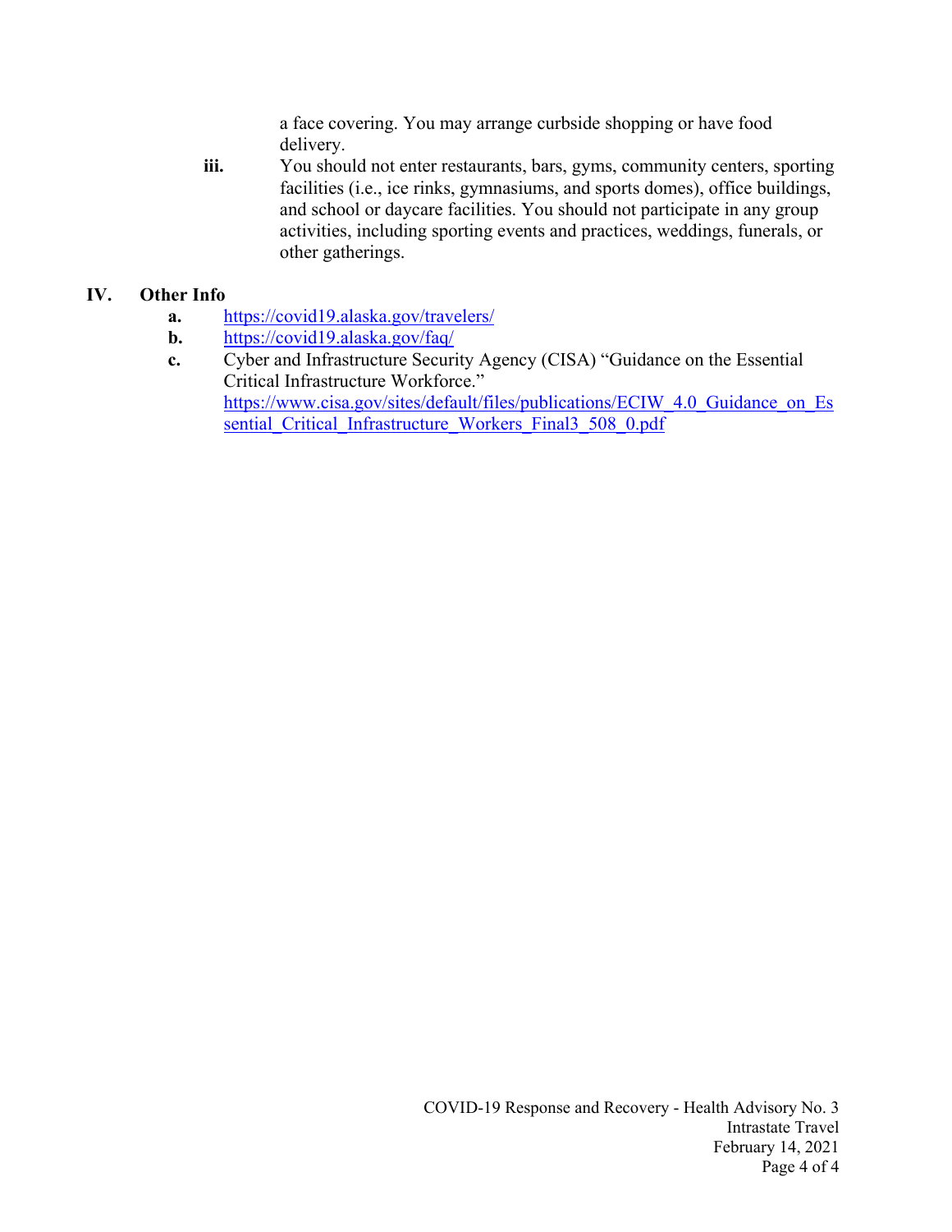a face covering. You may arrange curbside shopping or have food delivery.

**iii.** You should not enter restaurants, bars, gyms, community centers, sporting facilities (i.e., ice rinks, gymnasiums, and sports domes), office buildings, and school or daycare facilities. You should not participate in any group activities, including sporting events and practices, weddings, funerals, or other gatherings.

## IV. Other Info

**a.** https://covid19.alaska.gov/travelers/

**b.** https://covid19.alaska.gov/faq/

**c.** Cyber and Infrastructure Security Agency (CISA) "Guidance on the Essential Critical Infrastructure Workforce." https://www.cisa.gov/sites/default/files/publications/ECIW_4.0_Guidance_on_Essential_Critical_Infrastructure_Workers_Final3_508_0.pdf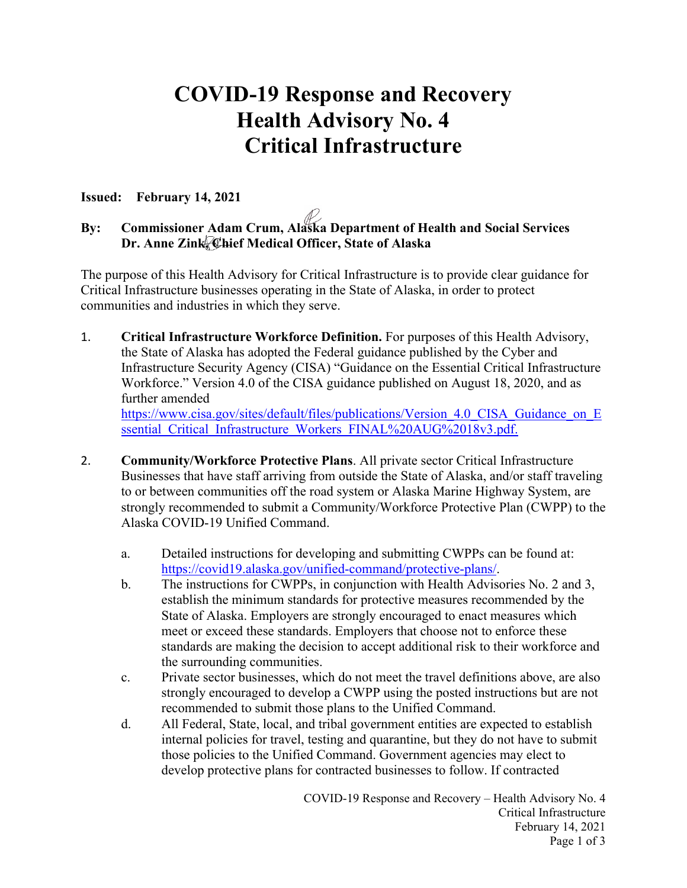# COVID-19 Response and Recovery
# Health Advisory No. 4
# Critical Infrastructure

**Issued: February 14, 2021**

**By: Commissioner Adam Crum, Alaska Department of Health and Social Services**
**Dr. Anne Zink, Chief Medical Officer, State of Alaska**

The purpose of this Health Advisory for Critical Infrastructure is to provide clear guidance for Critical Infrastructure businesses operating in the State of Alaska, in order to protect communities and industries in which they serve.

1. **Critical Infrastructure Workforce Definition.** For purposes of this Health Advisory, the State of Alaska has adopted the Federal guidance published by the Cyber and Infrastructure Security Agency (CISA) "Guidance on the Essential Critical Infrastructure Workforce." Version 4.0 of the CISA guidance published on August 18, 2020, and as further amended https://www.cisa.gov/sites/default/files/publications/Version_4.0_CISA_Guidance_on_Essential_Critical_Infrastructure_Workers_FINAL%20AUG%2018v3.pdf.

2. **Community/Workforce Protective Plans**. All private sector Critical Infrastructure Businesses that have staff arriving from outside the State of Alaska, and/or staff traveling to or between communities off the road system or Alaska Marine Highway System, are strongly recommended to submit a Community/Workforce Protective Plan (CWPP) to the Alaska COVID-19 Unified Command.

   a. Detailed instructions for developing and submitting CWPPs can be found at: https://covid19.alaska.gov/unified-command/protective-plans/.

   b. The instructions for CWPPs, in conjunction with Health Advisories No. 2 and 3, establish the minimum standards for protective measures recommended by the State of Alaska. Employers are strongly encouraged to enact measures which meet or exceed these standards. Employers that choose not to enforce these standards are making the decision to accept additional risk to their workforce and the surrounding communities.

   c. Private sector businesses, which do not meet the travel definitions above, are also strongly encouraged to develop a CWPP using the posted instructions but are not recommended to submit those plans to the Unified Command.

   d. All Federal, State, local, and tribal government entities are expected to establish internal policies for travel, testing and quarantine, but they do not have to submit those policies to the Unified Command. Government agencies may elect to develop protective plans for contracted businesses to follow. If contracted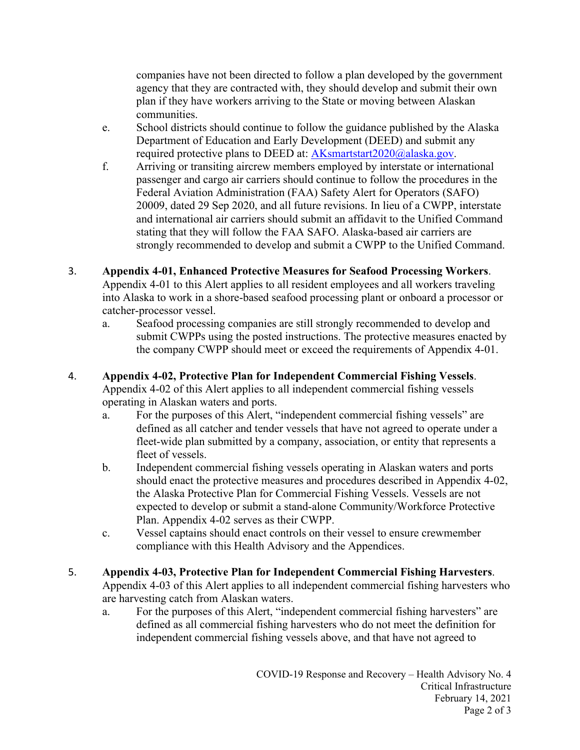companies have not been directed to follow a plan developed by the government agency that they are contracted with, they should develop and submit their own plan if they have workers arriving to the State or moving between Alaskan communities.

e. School districts should continue to follow the guidance published by the Alaska Department of Education and Early Development (DEED) and submit any required protective plans to DEED at: AKsmartstart2020@alaska.gov.

f. Arriving or transiting aircrew members employed by interstate or international passenger and cargo air carriers should continue to follow the procedures in the Federal Aviation Administration (FAA) Safety Alert for Operators (SAFO) 20009, dated 29 Sep 2020, and all future revisions. In lieu of a CWPP, interstate and international air carriers should submit an affidavit to the Unified Command stating that they will follow the FAA SAFO. Alaska-based air carriers are strongly recommended to develop and submit a CWPP to the Unified Command.

3. **Appendix 4-01, Enhanced Protective Measures for Seafood Processing Workers**. Appendix 4-01 to this Alert applies to all resident employees and all workers traveling into Alaska to work in a shore-based seafood processing plant or onboard a processor or catcher-processor vessel.

   a. Seafood processing companies are still strongly recommended to develop and submit CWPPs using the posted instructions. The protective measures enacted by the company CWPP should meet or exceed the requirements of Appendix 4-01.

4. **Appendix 4-02, Protective Plan for Independent Commercial Fishing Vessels**. Appendix 4-02 of this Alert applies to all independent commercial fishing vessels operating in Alaskan waters and ports.

   a. For the purposes of this Alert, "independent commercial fishing vessels" are defined as all catcher and tender vessels that have not agreed to operate under a fleet-wide plan submitted by a company, association, or entity that represents a fleet of vessels.

   b. Independent commercial fishing vessels operating in Alaskan waters and ports should enact the protective measures and procedures described in Appendix 4-02, the Alaska Protective Plan for Commercial Fishing Vessels. Vessels are not expected to develop or submit a stand-alone Community/Workforce Protective Plan. Appendix 4-02 serves as their CWPP.

   c. Vessel captains should enact controls on their vessel to ensure crewmember compliance with this Health Advisory and the Appendices.

5. **Appendix 4-03, Protective Plan for Independent Commercial Fishing Harvesters**. Appendix 4-03 of this Alert applies to all independent commercial fishing harvesters who are harvesting catch from Alaskan waters.

   a. For the purposes of this Alert, "independent commercial fishing harvesters" are defined as all commercial fishing harvesters who do not meet the definition for independent commercial fishing vessels above, and that have not agreed to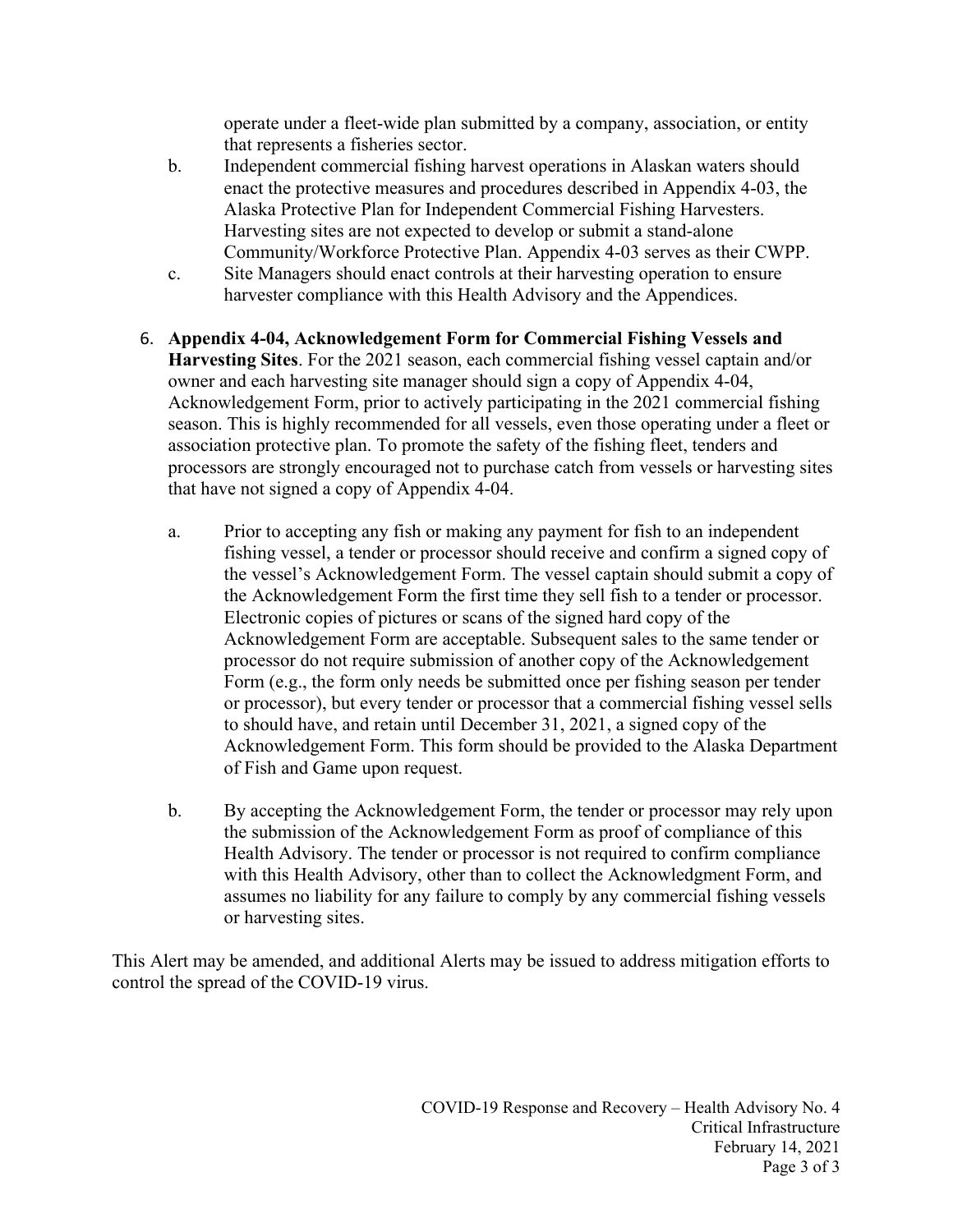operate under a fleet-wide plan submitted by a company, association, or entity that represents a fisheries sector.

b. Independent commercial fishing harvest operations in Alaskan waters should enact the protective measures and procedures described in Appendix 4-03, the Alaska Protective Plan for Independent Commercial Fishing Harvesters. Harvesting sites are not expected to develop or submit a stand-alone Community/Workforce Protective Plan. Appendix 4-03 serves as their CWPP.

c. Site Managers should enact controls at their harvesting operation to ensure harvester compliance with this Health Advisory and the Appendices.

6. **Appendix 4-04, Acknowledgement Form for Commercial Fishing Vessels and Harvesting Sites**. For the 2021 season, each commercial fishing vessel captain and/or owner and each harvesting site manager should sign a copy of Appendix 4-04, Acknowledgement Form, prior to actively participating in the 2021 commercial fishing season. This is highly recommended for all vessels, even those operating under a fleet or association protective plan. To promote the safety of the fishing fleet, tenders and processors are strongly encouraged not to purchase catch from vessels or harvesting sites that have not signed a copy of Appendix 4-04.

   a. Prior to accepting any fish or making any payment for fish to an independent fishing vessel, a tender or processor should receive and confirm a signed copy of the vessel's Acknowledgement Form. The vessel captain should submit a copy of the Acknowledgement Form the first time they sell fish to a tender or processor. Electronic copies of pictures or scans of the signed hard copy of the Acknowledgement Form are acceptable. Subsequent sales to the same tender or processor do not require submission of another copy of the Acknowledgement Form (e.g., the form only needs be submitted once per fishing season per tender or processor), but every tender or processor that a commercial fishing vessel sells to should have, and retain until December 31, 2021, a signed copy of the Acknowledgement Form. This form should be provided to the Alaska Department of Fish and Game upon request.

   b. By accepting the Acknowledgement Form, the tender or processor may rely upon the submission of the Acknowledgement Form as proof of compliance of this Health Advisory. The tender or processor is not required to confirm compliance with this Health Advisory, other than to collect the Acknowledgment Form, and assumes no liability for any failure to comply by any commercial fishing vessels or harvesting sites.

This Alert may be amended, and additional Alerts may be issued to address mitigation efforts to control the spread of the COVID-19 virus.